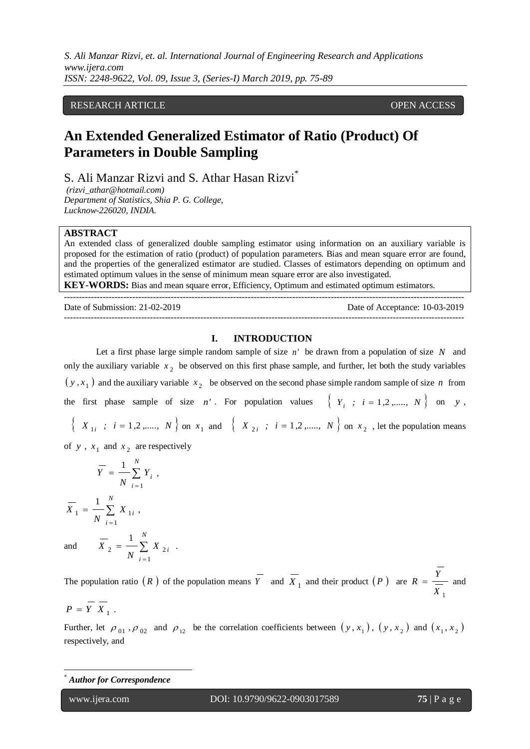RESEARCH ARTICLE OPEN ACCESS

# An Extended Generalized Estimator of Ratio (Product) Of Parameters in Double Sampling

S. Ali Manzar Rizvi and S. Athar Hasan Rizvi[*]

*(rizvi_athar@hotmail.com)*
*Department of Statistics, Shia P. G. College,*
*Lucknow-226020, INDIA.*

**ABSTRACT**

An extended class of generalized double sampling estimator using information on an auxiliary variable is proposed for the estimation of ratio (product) of population parameters. Bias and mean square error are found, and the properties of the generalized estimator are studied. Classes of estimators depending on optimum and estimated optimum values in the sense of minimum mean square error are also investigated.

**KEY-WORDS:** Bias and mean square error, Efficiency, Optimum and estimated optimum estimators.

---

Date of Submission: 21-02-2019 Date of Acceptance: 10-03-2019

---

## I. INTRODUCTION

Let a first phase large simple random sample of size $n'$ be drawn from a population of size $N$ and only the auxiliary variable $x_2$ be observed on this first phase sample, and further, let both the study variables $(y, x_1)$ and the auxiliary variable $x_2$ be observed on the second phase simple random sample of size $n$ from the first phase sample of size $n'$. For population values $\{ Y_i \; ; \; i = 1,2,....., N \}$ on $y$, $\{ X_{1i} \; ; \; i = 1,2,....., N \}$ on $x_1$ and $\{ X_{2i} \; ; \; i = 1,2,....., N \}$ on $x_2$, let the population means of $y$, $x_1$ and $x_2$ are respectively

$$\overline{Y} = \frac{1}{N}\sum_{i=1}^{N} Y_i \, ,$$

$$\overline{X}_1 = \frac{1}{N}\sum_{i=1}^{N} X_{1i} \, ,$$

and $$\overline{X}_2 = \frac{1}{N}\sum_{i=1}^{N} X_{2i} \, .$$

The population ratio $(R)$ of the population means $\overline{Y}$ and $\overline{X}_1$ and their product $(P)$ are $R = \dfrac{\overline{Y}}{\overline{X}_1}$ and $P = \overline{Y}\,\overline{X}_1$.

Further, let $\rho_{01}, \rho_{02}$ and $\rho_{12}$ be the correlation coefficients between $(y, x_1)$, $(y, x_2)$ and $(x_1, x_2)$ respectively, and

---

[*] ***Author for Correspondence***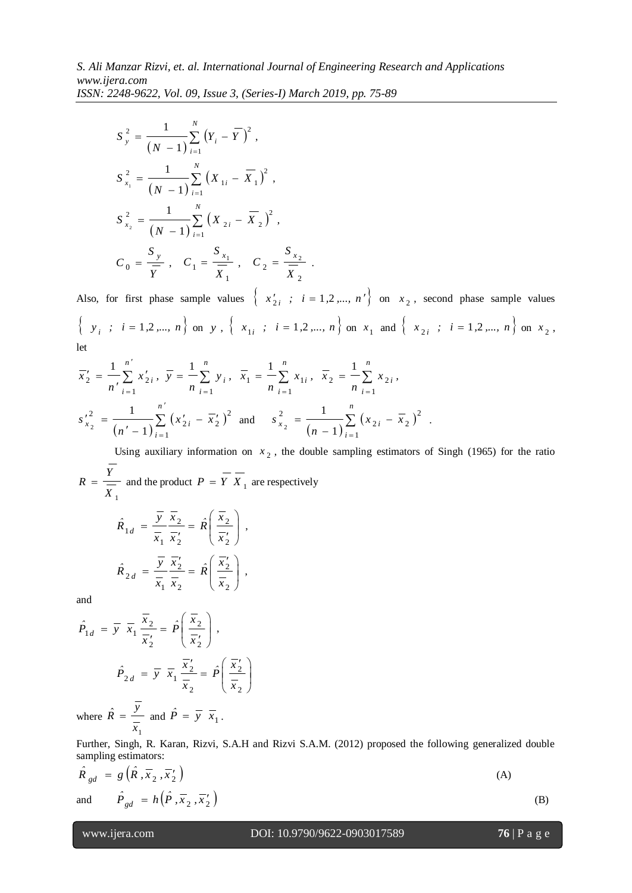$$S_y^2 = \frac{1}{(N-1)} \sum_{i=1}^{N} \left( Y_i - \overline{Y} \right)^2 ,$$

$$S_{x_1}^2 = \frac{1}{(N-1)} \sum_{i=1}^{N} \left( X_{1i} - \overline{X}_1 \right)^2 ,$$

$$S_{x_2}^2 = \frac{1}{(N-1)} \sum_{i=1}^{N} \left( X_{2i} - \overline{X}_2 \right)^2 ,$$

$$C_0 = \frac{S_y}{\overline{Y}} , \quad C_1 = \frac{S_{x_1}}{\overline{X}_1} , \quad C_2 = \frac{S_{x_2}}{\overline{X}_2} .$$

Also, for first phase sample values $\left\{ x'_{2i} \; ; \; i = 1, 2, ..., n' \right\}$ on $x_2$, second phase sample values $\left\{ y_i \; ; \; i = 1, 2, ..., n \right\}$ on $y$, $\left\{ x_{1i} \; ; \; i = 1, 2, ..., n \right\}$ on $x_1$ and $\left\{ x_{2i} \; ; \; i = 1, 2, ..., n \right\}$ on $x_2$, let

$$\overline{x}'_2 = \frac{1}{n'} \sum_{i=1}^{n'} x'_{2i} , \; \overline{y} = \frac{1}{n} \sum_{i=1}^{n} y_i , \; \overline{x}_1 = \frac{1}{n} \sum_{i=1}^{n} x_{1i} , \; \overline{x}_2 = \frac{1}{n} \sum_{i=1}^{n} x_{2i} ,$$

$$s'^2_{x_2} = \frac{1}{(n'-1)} \sum_{i=1}^{n'} \left( x'_{2i} - \overline{x}'_2 \right)^2 \text{ and } \quad s^2_{x_2} = \frac{1}{(n-1)} \sum_{i=1}^{n} \left( x_{2i} - \overline{x}_2 \right)^2 .$$

Using auxiliary information on $x_2$, the double sampling estimators of Singh (1965) for the ratio $R = \dfrac{\overline{Y}}{\overline{X}_1}$ and the product $P = \overline{Y} \, \overline{X}_1$ are respectively

$$\hat{R}_{1d} = \frac{\overline{y}}{\overline{x}_1} \frac{\overline{x}_2}{\overline{x}'_2} = \hat{R} \left( \frac{\overline{x}_2}{\overline{x}'_2} \right) ,$$

$$\hat{R}_{2d} = \frac{\overline{y}}{\overline{x}_1} \frac{\overline{x}'_2}{\overline{x}_2} = \hat{R} \left( \frac{\overline{x}'_2}{\overline{x}_2} \right) ,$$

and

$$\hat{P}_{1d} = \overline{y} \; \overline{x}_1 \frac{\overline{x}_2}{\overline{x}'_2} = \hat{P} \left( \frac{\overline{x}_2}{\overline{x}'_2} \right) ,$$

$$\hat{P}_{2d} = \overline{y} \; \overline{x}_1 \frac{\overline{x}'_2}{\overline{x}_2} = \hat{P} \left( \frac{\overline{x}'_2}{\overline{x}_2} \right)$$

where $\hat{R} = \dfrac{\overline{y}}{\overline{x}_1}$ and $\hat{P} = \overline{y} \; \overline{x}_1$.

Further, Singh, R. Karan, Rizvi, S.A.H and Rizvi S.A.M. (2012) proposed the following generalized double sampling estimators:

$$\hat{R}_{gd} = g\left( \hat{R}, \overline{x}_2, \overline{x}'_2 \right) \tag{A}$$

and

$$\hat{P}_{gd} = h\left( \hat{P}, \overline{x}_2, \overline{x}'_2 \right) \tag{B}$$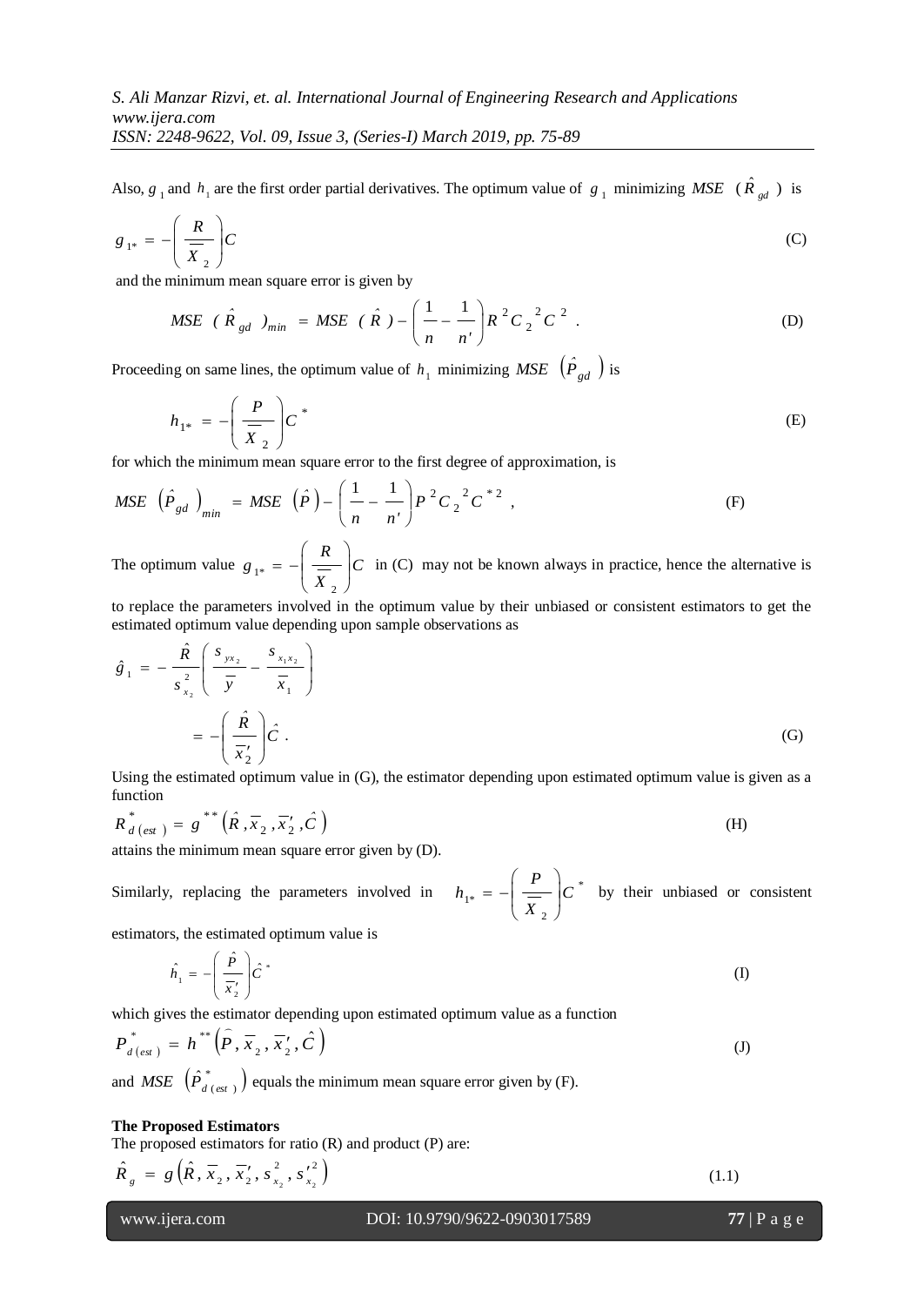Also, $g_1$ and $h_1$ are the first order partial derivatives. The optimum value of $g_1$ minimizing $MSE\ (\hat{R}_{gd})$ is

$$g_{1*} = -\left(\frac{R}{\overline{X}_2}\right)C \tag{C}$$

and the minimum mean square error is given by

$$MSE\ (\hat{R}_{gd})_{min} = MSE\ (\hat{R}) - \left(\frac{1}{n} - \frac{1}{n'}\right)R^2 C_2^{\ 2} C^2\ . \tag{D}$$

Proceeding on same lines, the optimum value of $h_1$ minimizing $MSE\ (\hat{P}_{gd})$ is

$$h_{1*} = -\left(\frac{P}{\overline{X}_2}\right)C^* \tag{E}$$

for which the minimum mean square error to the first degree of approximation, is

$$MSE\ (\hat{P}_{gd})_{min} = MSE\ (\hat{P}) - \left(\frac{1}{n} - \frac{1}{n'}\right)P^2 C_2^{\ 2} C^{*2}\ , \tag{F}$$

The optimum value $g_{1*} = -\left(\frac{R}{\overline{X}_2}\right)C$ in (C) may not be known always in practice, hence the alternative is to replace the parameters involved in the optimum value by their unbiased or consistent estimators to get the estimated optimum value depending upon sample observations as

$$\hat{g}_1 = -\frac{\hat{R}}{s_{x_2}^2}\left(\frac{s_{yx_2}}{\overline{y}} - \frac{s_{x_1x_2}}{\overline{x}_1}\right)$$

$$= -\left(\frac{\hat{R}}{\overline{x}_2'}\right)\hat{C}\ . \tag{G}$$

Using the estimated optimum value in (G), the estimator depending upon estimated optimum value is given as a function

$$R^*_{d\,(est)} = g^{**}\left(\hat{R}, \overline{x}_2, \overline{x}_2', \hat{C}\right) \tag{H}$$

attains the minimum mean square error given by (D).

Similarly, replacing the parameters involved in $h_{1*} = -\left(\frac{P}{\overline{X}_2}\right)C^*$ by their unbiased or consistent estimators, the estimated optimum value is

$$\hat{h}_1 = -\left(\frac{\hat{P}}{\overline{x}_2'}\right)\hat{C}^* \tag{I}$$

which gives the estimator depending upon estimated optimum value as a function

$$P^*_{d\,(est)} = h^{**}\left(\hat{P}, \overline{x}_2, \overline{x}_2', \hat{C}\right) \tag{J}$$

and $MSE\ \left(\hat{P}^*_{d\,(est)}\right)$ equals the minimum mean square error given by (F).

**The Proposed Estimators**

The proposed estimators for ratio (R) and product (P) are:

$$\hat{R}_g = g\left(\hat{R}, \overline{x}_2, \overline{x}_2', s_{x_2}^2, s_{x_2}'^2\right) \tag{1.1}$$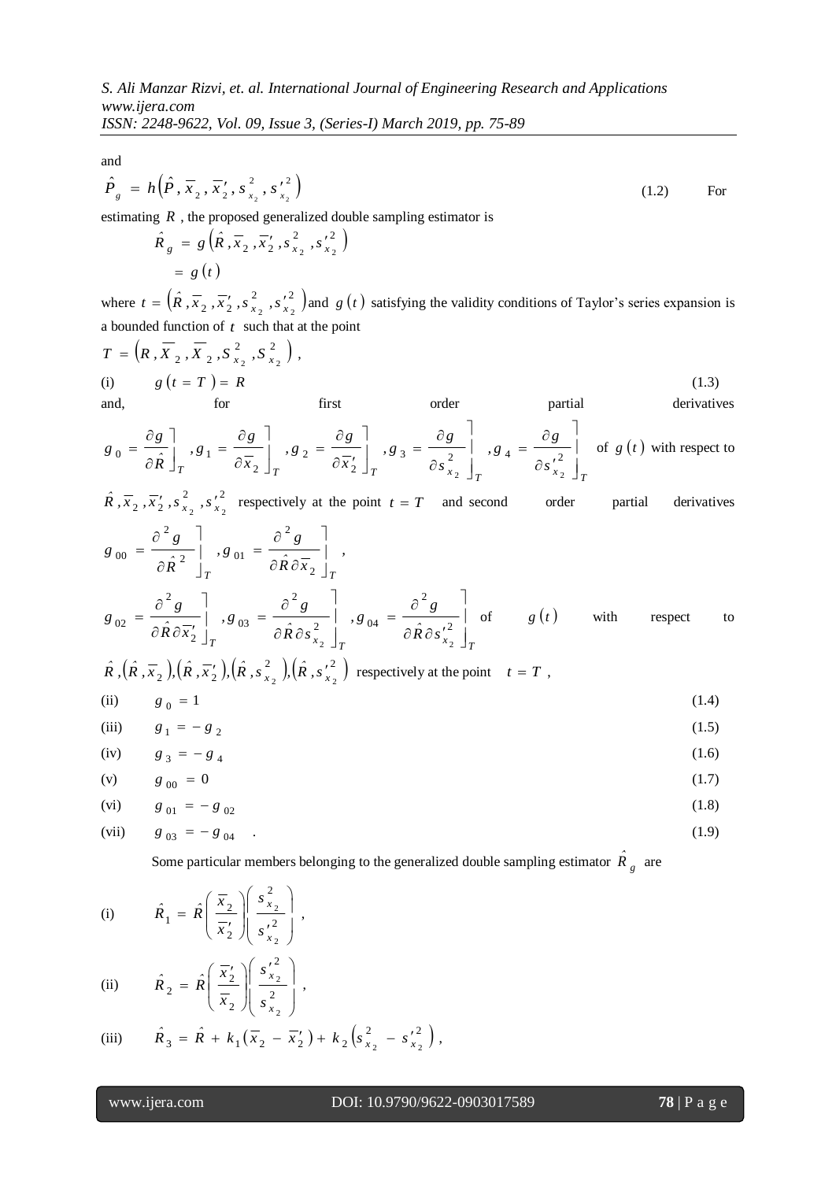and

$$\hat{P}_g = h\left(\hat{P}, \overline{x}_2, \overline{x}_2', s_{x_2}^2, s_{x_2}'^2\right) \tag{1.2}$$

For estimating $R$, the proposed generalized double sampling estimator is

$$\hat{R}_g = g\left(\hat{R}, \overline{x}_2, \overline{x}_2', s_{x_2}^2, s_{x_2}'^2\right)$$
$$= g(t)$$

where $t = \left(\hat{R}, \overline{x}_2, \overline{x}_2', s_{x_2}^2, s_{x_2}'^2\right)$ and $g(t)$ satisfying the validity conditions of Taylor's series expansion is a bounded function of $t$ such that at the point

$T = \left(R, \overline{X}_2, \overline{X}_2, S_{x_2}^2, S_{x_2}^2\right)$,

(i) $\quad g(t = T) = R \quad (1.3)$

and, for first order partial derivatives

$g_0 = \left.\dfrac{\partial g}{\partial \hat{R}}\right]_T, g_1 = \left.\dfrac{\partial g}{\partial \overline{x}_2}\right]_T, g_2 = \left.\dfrac{\partial g}{\partial \overline{x}_2'}\right]_T, g_3 = \left.\dfrac{\partial g}{\partial s_{x_2}^2}\right]_T, g_4 = \left.\dfrac{\partial g}{\partial s_{x_2}'^2}\right]_T$ of $g(t)$ with respect to $\hat{R}, \overline{x}_2, \overline{x}_2', s_{x_2}^2, s_{x_2}'^2$ respectively at the point $t = T$ and second order partial derivatives

$g_{00} = \left.\dfrac{\partial^2 g}{\partial \hat{R}^2}\right]_T, g_{01} = \left.\dfrac{\partial^2 g}{\partial \hat{R}\partial \overline{x}_2}\right]_T,$

$g_{02} = \left.\dfrac{\partial^2 g}{\partial \hat{R}\partial \overline{x}_2'}\right]_T, g_{03} = \left.\dfrac{\partial^2 g}{\partial \hat{R}\partial s_{x_2}^2}\right]_T, g_{04} = \left.\dfrac{\partial^2 g}{\partial \hat{R}\partial s_{x_2}'^2}\right]_T$ of $g(t)$ with respect to $\hat{R}, \left(\hat{R}, \overline{x}_2\right), \left(\hat{R}, \overline{x}_2'\right), \left(\hat{R}, s_{x_2}^2\right), \left(\hat{R}, s_{x_2}'^2\right)$ respectively at the point $t = T$,

(ii) $\quad g_0 = 1 \quad (1.4)$

(iii) $\quad g_1 = -g_2 \quad (1.5)$

(iv) $\quad g_3 = -g_4 \quad (1.6)$

(v) $\quad g_{00} = 0 \quad (1.7)$

(vi) $\quad g_{01} = -g_{02} \quad (1.8)$

(vii) $\quad g_{03} = -g_{04} \quad . \quad (1.9)$

Some particular members belonging to the generalized double sampling estimator $\hat{R}_g$ are

(i) $\quad \hat{R}_1 = \hat{R}\left(\dfrac{\overline{x}_2}{\overline{x}_2'}\right)\left(\dfrac{s_{x_2}^2}{s_{x_2}'^2}\right),$

(ii) $\quad \hat{R}_2 = \hat{R}\left(\dfrac{\overline{x}_2'}{\overline{x}_2}\right)\left(\dfrac{s_{x_2}'^2}{s_{x_2}^2}\right),$

(iii) $\quad \hat{R}_3 = \hat{R} + k_1\left(\overline{x}_2 - \overline{x}_2'\right) + k_2\left(s_{x_2}^2 - s_{x_2}'^2\right),$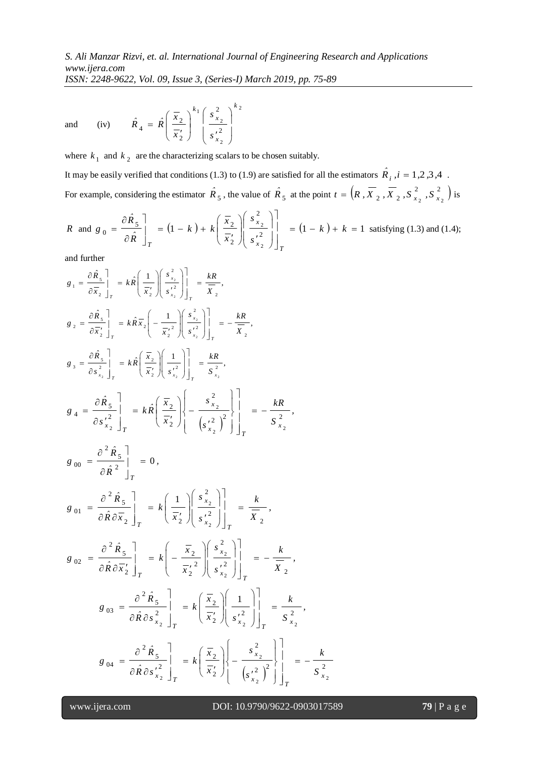and (iv) $\hat{R}_4 = \hat{R}\left(\frac{\overline{x}_2}{\overline{x}_2'}\right)^{k_1}\left(\frac{s_{x_2}^2}{s_{x_2}'^2}\right)^{k_2}$

where $k_1$ and $k_2$ are the characterizing scalars to be chosen suitably.

It may be easily verified that conditions (1.3) to (1.9) are satisfied for all the estimators $\hat{R}_i, i = 1,2,3,4$ .

For example, considering the estimator $\hat{R}_5$, the value of $\hat{R}_5$ at the point $t = \left(R, \overline{X}_2, \overline{X}_2, S_{x_2}^2, S_{x_2}^2\right)$ is

$R$ and $g_0 = \left.\frac{\partial \hat{R}_5}{\partial \hat{R}}\right]_T = (1-k) + k\left.\left(\frac{\overline{x}_2}{\overline{x}_2'}\right)\left(\frac{s_{x_2}^2}{s_{x_2}'^2}\right)\right]_T = (1-k) + k = 1$ satisfying (1.3) and (1.4);

and further

$$g_1 = \left.\frac{\partial \hat{R}_5}{\partial \overline{x}_2}\right]_T = k\hat{R}\left.\left(\frac{1}{\overline{x}_2'}\right)\left(\frac{s_{x_2}^2}{s_{x_2}'^2}\right)\right]_T = \frac{kR}{\overline{X}_2},$$

$$g_2 = \left.\frac{\partial \hat{R}_5}{\partial \overline{x}_2'}\right]_T = k\hat{R}\overline{x}_2\left.\left(-\frac{1}{\overline{x}_2'^2}\right)\left(\frac{s_{x_2}^2}{s_{x_2}'^2}\right)\right]_T = -\frac{kR}{\overline{X}_2},$$

$$g_3 = \left.\frac{\partial \hat{R}_5}{\partial s_{x_2}^2}\right]_T = k\hat{R}\left.\left(\frac{\overline{x}_2}{\overline{x}_2'}\right)\left(\frac{1}{s_{x_2}'^2}\right)\right]_T = \frac{kR}{S_{x_2}^2},$$

$$g_4 = \left.\frac{\partial \hat{R}_5}{\partial s_{x_2}'^2}\right]_T = k\hat{R}\left.\left(\frac{\overline{x}_2}{\overline{x}_2'}\right)\left\{-\frac{s_{x_2}^2}{\left(s_{x_2}'^2\right)^2}\right\}\right]_T = -\frac{kR}{S_{x_2}^2},$$

$$g_{00} = \left.\frac{\partial^2 \hat{R}_5}{\partial \hat{R}^2}\right]_T = 0,$$

$$g_{01} = \left.\frac{\partial^2 \hat{R}_5}{\partial \hat{R}\,\partial \overline{x}_2}\right]_T = k\left.\left(\frac{1}{\overline{x}_2'}\right)\left(\frac{s_{x_2}^2}{s_{x_2}'^2}\right)\right]_T = \frac{k}{\overline{X}_2},$$

$$g_{02} = \left.\frac{\partial^2 \hat{R}_5}{\partial \hat{R}\,\partial \overline{x}_2'}\right]_T = k\left.\left(-\frac{\overline{x}_2}{\overline{x}_2'^2}\right)\left(\frac{s_{x_2}^2}{s_{x_2}'^2}\right)\right]_T = -\frac{k}{\overline{X}_2},$$

$$g_{03} = \left.\frac{\partial^2 \hat{R}_5}{\partial \hat{R}\,\partial s_{x_2}^2}\right]_T = k\left.\left(\frac{\overline{x}_2}{\overline{x}_2'}\right)\left(\frac{1}{s_{x_2}'^2}\right)\right]_T = \frac{k}{S_{x_2}^2},$$

$$g_{04} = \left.\frac{\partial^2 \hat{R}_5}{\partial \hat{R}\,\partial s_{x_2}'^2}\right]_T = k\left.\left(\frac{\overline{x}_2}{\overline{x}_2'}\right)\left\{-\frac{s_{x_2}^2}{\left(s_{x_2}'^2\right)^2}\right\}\right]_T = -\frac{k}{S_{x_2}^2}$$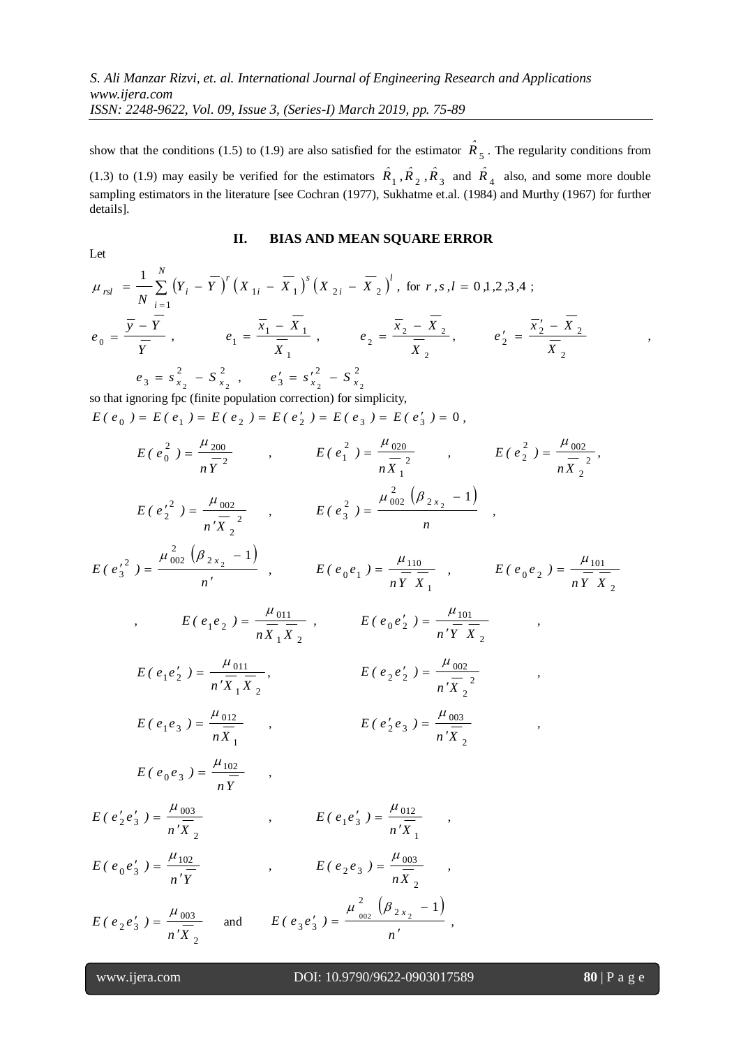show that the conditions (1.5) to (1.9) are also satisfied for the estimator $\hat{R}_5$. The regularity conditions from (1.3) to (1.9) may easily be verified for the estimators $\hat{R}_1, \hat{R}_2, \hat{R}_3$ and $\hat{R}_4$ also, and some more double sampling estimators in the literature [see Cochran (1977), Sukhatme et.al. (1984) and Murthy (1967) for further details].

## II. BIAS AND MEAN SQUARE ERROR

Let

$$\mu_{rsl} = \frac{1}{N}\sum_{i=1}^{N}\left(Y_i - \overline{Y}\right)^r \left(X_{1i} - \overline{X}_1\right)^s \left(X_{2i} - \overline{X}_2\right)^l, \text{ for } r, s, l = 0,1,2,3,4 \text{ ;}$$

$$e_0 = \frac{\overline{y} - \overline{Y}}{\overline{Y}}, \qquad e_1 = \frac{\overline{x}_1 - \overline{X}_1}{\overline{X}_1}, \qquad e_2 = \frac{\overline{x}_2 - \overline{X}_2}{\overline{X}_2}, \qquad e_2' = \frac{\overline{x}_2' - \overline{X}_2}{\overline{X}_2},$$

$$e_3 = s_{x_2}^2 - S_{x_2}^2, \qquad e_3' = s_{x_2}'^2 - S_{x_2}^2$$

so that ignoring fpc (finite population correction) for simplicity,

$E(e_0) = E(e_1) = E(e_2) = E(e_2') = E(e_3) = E(e_3') = 0$,

$$E(e_0^2) = \frac{\mu_{200}}{n\overline{Y}^2}, \qquad E(e_1^2) = \frac{\mu_{020}}{n\overline{X}_1^2}, \qquad E(e_2^2) = \frac{\mu_{002}}{n\overline{X}_2^2},$$

$$E(e_2'^2) = \frac{\mu_{002}}{n'\overline{X}_2^2}, \qquad E(e_3^2) = \frac{\mu_{002}^2\left(\beta_{2x_2} - 1\right)}{n},$$

$$E(e_3'^2) = \frac{\mu_{002}^2\left(\beta_{2x_2} - 1\right)}{n'}, \qquad E(e_0e_1) = \frac{\mu_{110}}{n\overline{Y}\,\overline{X}_1}, \qquad E(e_0e_2) = \frac{\mu_{101}}{n\overline{Y}\,\overline{X}_2},$$

$$E(e_1e_2) = \frac{\mu_{011}}{n\overline{X}_1\overline{X}_2}, \qquad E(e_0e_2') = \frac{\mu_{101}}{n'\overline{Y}\,\overline{X}_2},$$

$$E(e_1e_2') = \frac{\mu_{011}}{n'\overline{X}_1\overline{X}_2}, \qquad E(e_2e_2') = \frac{\mu_{002}}{n'\overline{X}_2^2},$$

$$E(e_1e_3) = \frac{\mu_{012}}{n\overline{X}_1}, \qquad E(e_2'e_3) = \frac{\mu_{003}}{n'\overline{X}_2},$$

$$E(e_0e_3) = \frac{\mu_{102}}{n\overline{Y}},$$

$$E(e_2'e_3') = \frac{\mu_{003}}{n'\overline{X}_2}, \qquad E(e_1e_3') = \frac{\mu_{012}}{n'\overline{X}_1},$$

$$E(e_0e_3') = \frac{\mu_{102}}{n'\overline{Y}}, \qquad E(e_2e_3) = \frac{\mu_{003}}{n\overline{X}_2},$$

$$E(e_2e_3') = \frac{\mu_{003}}{n'\overline{X}_2} \quad \text{and} \quad E(e_3e_3') = \frac{\mu_{002}^2\left(\beta_{2x_2} - 1\right)}{n'},$$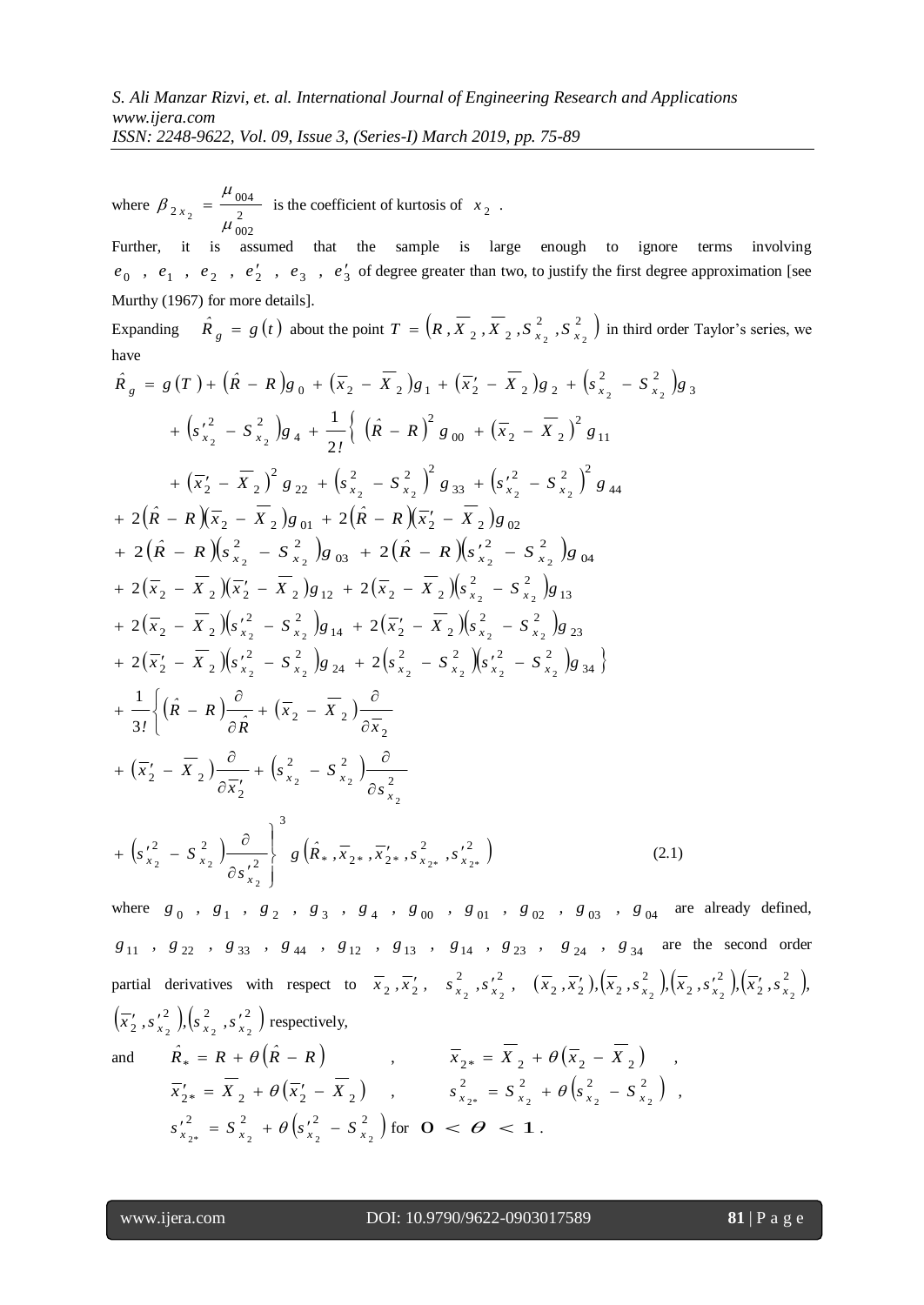where $\beta_{2x_2} = \dfrac{\mu_{004}}{\mu_{002}^2}$ is the coefficient of kurtosis of $x_2$.

Further, it is assumed that the sample is large enough to ignore terms involving $e_0$ , $e_1$ , $e_2$ , $e_2'$ , $e_3$ , $e_3'$ of degree greater than two, to justify the first degree approximation [see Murthy (1967) for more details].

Expanding $\hat{R}_g = g(t)$ about the point $T = \left(R, \overline{X}_2, \overline{X}_2, S_{x_2}^2, S_{x_2}^2\right)$ in third order Taylor's series, we have

$$
\begin{aligned}
\hat{R}_g &= g(T) + \left(\hat{R} - R\right)g_0 + \left(\overline{x}_2 - \overline{X}_2\right)g_1 + \left(\overline{x}_2' - \overline{X}_2\right)g_2 + \left(s_{x_2}^2 - S_{x_2}^2\right)g_3 \\
&\quad + \left(s_{x_2}'^2 - S_{x_2}^2\right)g_4 + \frac{1}{2!}\Big\{ \left(\hat{R} - R\right)^2 g_{00} + \left(\overline{x}_2 - \overline{X}_2\right)^2 g_{11} \\
&\quad + \left(\overline{x}_2' - \overline{X}_2\right)^2 g_{22} + \left(s_{x_2}^2 - S_{x_2}^2\right)^2 g_{33} + \left(s_{x_2}'^2 - S_{x_2}^2\right)^2 g_{44} \\
&+ 2\left(\hat{R} - R\right)\left(\overline{x}_2 - \overline{X}_2\right)g_{01} + 2\left(\hat{R} - R\right)\left(\overline{x}_2' - \overline{X}_2\right)g_{02} \\
&+ 2\left(\hat{R} - R\right)\left(s_{x_2}^2 - S_{x_2}^2\right)g_{03} + 2\left(\hat{R} - R\right)\left(s_{x_2}'^2 - S_{x_2}^2\right)g_{04} \\
&+ 2\left(\overline{x}_2 - \overline{X}_2\right)\left(\overline{x}_2' - \overline{X}_2\right)g_{12} + 2\left(\overline{x}_2 - \overline{X}_2\right)\left(s_{x_2}^2 - S_{x_2}^2\right)g_{13} \\
&+ 2\left(\overline{x}_2 - \overline{X}_2\right)\left(s_{x_2}'^2 - S_{x_2}^2\right)g_{14} + 2\left(\overline{x}_2' - \overline{X}_2\right)\left(s_{x_2}^2 - S_{x_2}^2\right)g_{23} \\
&+ 2\left(\overline{x}_2' - \overline{X}_2\right)\left(s_{x_2}'^2 - S_{x_2}^2\right)g_{24} + 2\left(s_{x_2}^2 - S_{x_2}^2\right)\left(s_{x_2}'^2 - S_{x_2}^2\right)g_{34} \Big\} \\
&+ \frac{1}{3!}\Bigg\{ \left(\hat{R} - R\right)\frac{\partial}{\partial \hat{R}} + \left(\overline{x}_2 - \overline{X}_2\right)\frac{\partial}{\partial \overline{x}_2} \\
&+ \left(\overline{x}_2' - \overline{X}_2\right)\frac{\partial}{\partial \overline{x}_2'} + \left(s_{x_2}^2 - S_{x_2}^2\right)\frac{\partial}{\partial s_{x_2}^2} \\
&+ \left(s_{x_2}'^2 - S_{x_2}^2\right)\frac{\partial}{\partial s_{x_2}'^2} \Bigg\}^3 g\left(\hat{R}_*, \overline{x}_{2*}, \overline{x}_{2*}', s_{x_{2*}}^2, s_{x_{2*}}'^2\right) \qquad (2.1)
\end{aligned}
$$

where $g_0$ , $g_1$ , $g_2$ , $g_3$ , $g_4$ , $g_{00}$ , $g_{01}$ , $g_{02}$ , $g_{03}$ , $g_{04}$ are already defined, $g_{11}$ , $g_{22}$ , $g_{33}$ , $g_{44}$ , $g_{12}$ , $g_{13}$ , $g_{14}$ , $g_{23}$ , $g_{24}$ , $g_{34}$ are the second order partial derivatives with respect to $\overline{x}_2, \overline{x}_2'$, $s_{x_2}^2, s_{x_2}'^2$, $(\overline{x}_2, \overline{x}_2'), \left(\overline{x}_2, s_{x_2}^2\right), \left(\overline{x}_2, s_{x_2}'^2\right), \left(\overline{x}_2', s_{x_2}^2\right)$, $\left(\overline{x}_2', s_{x_2}'^2\right), \left(s_{x_2}^2, s_{x_2}'^2\right)$ respectively,

and $\hat{R}_* = R + \theta\left(\hat{R} - R\right)$ , $\overline{x}_{2*} = \overline{X}_2 + \theta\left(\overline{x}_2 - \overline{X}_2\right)$ ,

$\overline{x}_{2*}' = \overline{X}_2 + \theta\left(\overline{x}_2' - \overline{X}_2\right)$ , $s_{x_{2*}}^2 = S_{x_2}^2 + \theta\left(s_{x_2}^2 - S_{x_2}^2\right)$ ,

$s_{x_{2*}}'^2 = S_{x_2}^2 + \theta\left(s_{x_2}'^2 - S_{x_2}^2\right)$ for $0 < \theta < 1$.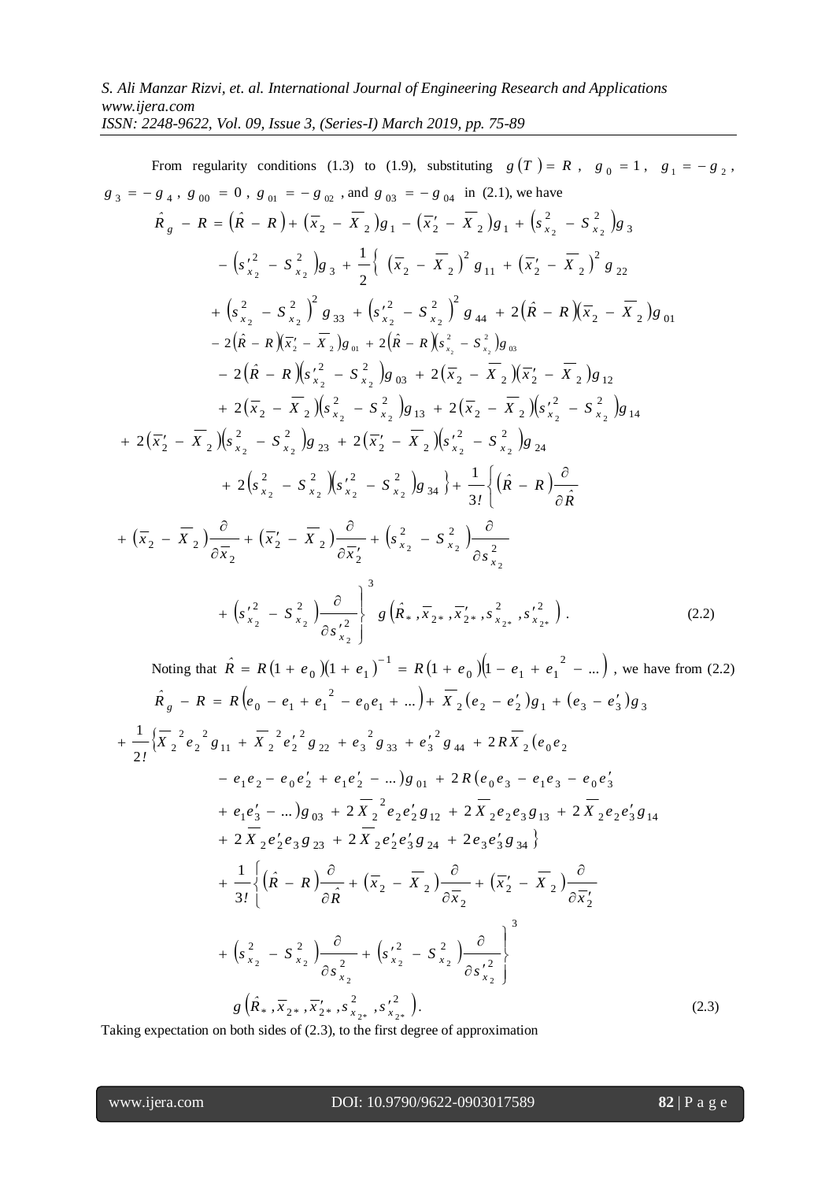From regularity conditions (1.3) to (1.9), substituting $g(T) = R$, $g_0 = 1$, $g_1 = -g_2$, $g_3 = -g_4$, $g_{00} = 0$, $g_{01} = -g_{02}$, and $g_{03} = -g_{04}$ in (2.1), we have

$$
\begin{aligned}
\hat{R}_g - R &= (\hat{R} - R) + (\bar{x}_2 - \bar{X}_2)g_1 - (\bar{x}'_2 - \bar{X}_2)g_1 + (s^2_{x_2} - S^2_{x_2})g_3 \\
&- (s'^2_{x_2} - S^2_{x_2})g_3 + \frac{1}{2}\Big\{ (\bar{x}_2 - \bar{X}_2)^2 g_{11} + (\bar{x}'_2 - \bar{X}_2)^2 g_{22} \\
&+ (s^2_{x_2} - S^2_{x_2})^2 g_{33} + (s'^2_{x_2} - S^2_{x_2})^2 g_{44} + 2(\hat{R} - R)(\bar{x}_2 - \bar{X}_2)g_{01} \\
&- 2(\hat{R} - R)(\bar{x}'_2 - \bar{X}_2)g_{01} + 2(\hat{R} - R)(s^2_{x_2} - S^2_{x_2})g_{03} \\
&- 2(\hat{R} - R)(s'^2_{x_2} - S^2_{x_2})g_{03} + 2(\bar{x}_2 - \bar{X}_2)(\bar{x}'_2 - \bar{X}_2)g_{12} \\
&+ 2(\bar{x}_2 - \bar{X}_2)(s^2_{x_2} - S^2_{x_2})g_{13} + 2(\bar{x}_2 - \bar{X}_2)(s'^2_{x_2} - S^2_{x_2})g_{14} \\
&+ 2(\bar{x}'_2 - \bar{X}_2)(s^2_{x_2} - S^2_{x_2})g_{23} + 2(\bar{x}'_2 - \bar{X}_2)(s'^2_{x_2} - S^2_{x_2})g_{24} \\
&+ 2(s^2_{x_2} - S^2_{x_2})(s'^2_{x_2} - S^2_{x_2})g_{34} \Big\} + \frac{1}{3!}\Big\{ (\hat{R} - R)\frac{\partial}{\partial \hat{R}} \\
&+ (\bar{x}_2 - \bar{X}_2)\frac{\partial}{\partial \bar{x}_2} + (\bar{x}'_2 - \bar{X}_2)\frac{\partial}{\partial \bar{x}'_2} + (s^2_{x_2} - S^2_{x_2})\frac{\partial}{\partial s^2_{x_2}} \\
&+ (s'^2_{x_2} - S^2_{x_2})\frac{\partial}{\partial s'^2_{x_2}} \Big\}^3 g\left(\hat{R}_*, \bar{x}_{2*}, \bar{x}'_{2*}, s^2_{x_{2*}}, s'^2_{x_{2*}}\right). \qquad (2.2)
\end{aligned}
$$

Noting that $\hat{R} = R(1 + e_0)(1 + e_1)^{-1} = R(1 + e_0)(1 - e_1 + e_1^2 - \ldots)$, we have from (2.2)

$$
\begin{aligned}
\hat{R}_g - R &= R(e_0 - e_1 + e_1^2 - e_0 e_1 + \ldots) + \bar{X}_2(e_2 - e'_2)g_1 + (e_3 - e'_3)g_3 \\
&+ \frac{1}{2!}\Big\{\bar{X}_2^2 e_2^2 g_{11} + \bar{X}_2^2 e'^2_2 g_{22} + e_3^2 g_{33} + e'^2_3 g_{44} + 2R\bar{X}_2(e_0 e_2 \\
&- e_1 e_2 - e_0 e'_2 + e_1 e'_2 - \ldots)g_{01} + 2R(e_0 e_3 - e_1 e_3 - e_0 e'_3 \\
&+ e_1 e'_3 - \ldots)g_{03} + 2\bar{X}_2^2 e_2 e'_2 g_{12} + 2\bar{X}_2 e_2 e_3 g_{13} + 2\bar{X}_2 e_2 e'_3 g_{14} \\
&+ 2\bar{X}_2 e'_2 e_3 g_{23} + 2\bar{X}_2 e'_2 e'_3 g_{24} + 2 e_3 e'_3 g_{34}\Big\} \\
&+ \frac{1}{3!}\Big\{ (\hat{R} - R)\frac{\partial}{\partial \hat{R}} + (\bar{x}_2 - \bar{X}_2)\frac{\partial}{\partial \bar{x}_2} + (\bar{x}'_2 - \bar{X}_2)\frac{\partial}{\partial \bar{x}'_2} \\
&+ (s^2_{x_2} - S^2_{x_2})\frac{\partial}{\partial s^2_{x_2}} + (s'^2_{x_2} - S^2_{x_2})\frac{\partial}{\partial s'^2_{x_2}} \Big\}^3 \\
&\quad g\left(\hat{R}_*, \bar{x}_{2*}, \bar{x}'_{2*}, s^2_{x_{2*}}, s'^2_{x_{2*}}\right). \qquad (2.3)
\end{aligned}
$$

Taking expectation on both sides of (2.3), to the first degree of approximation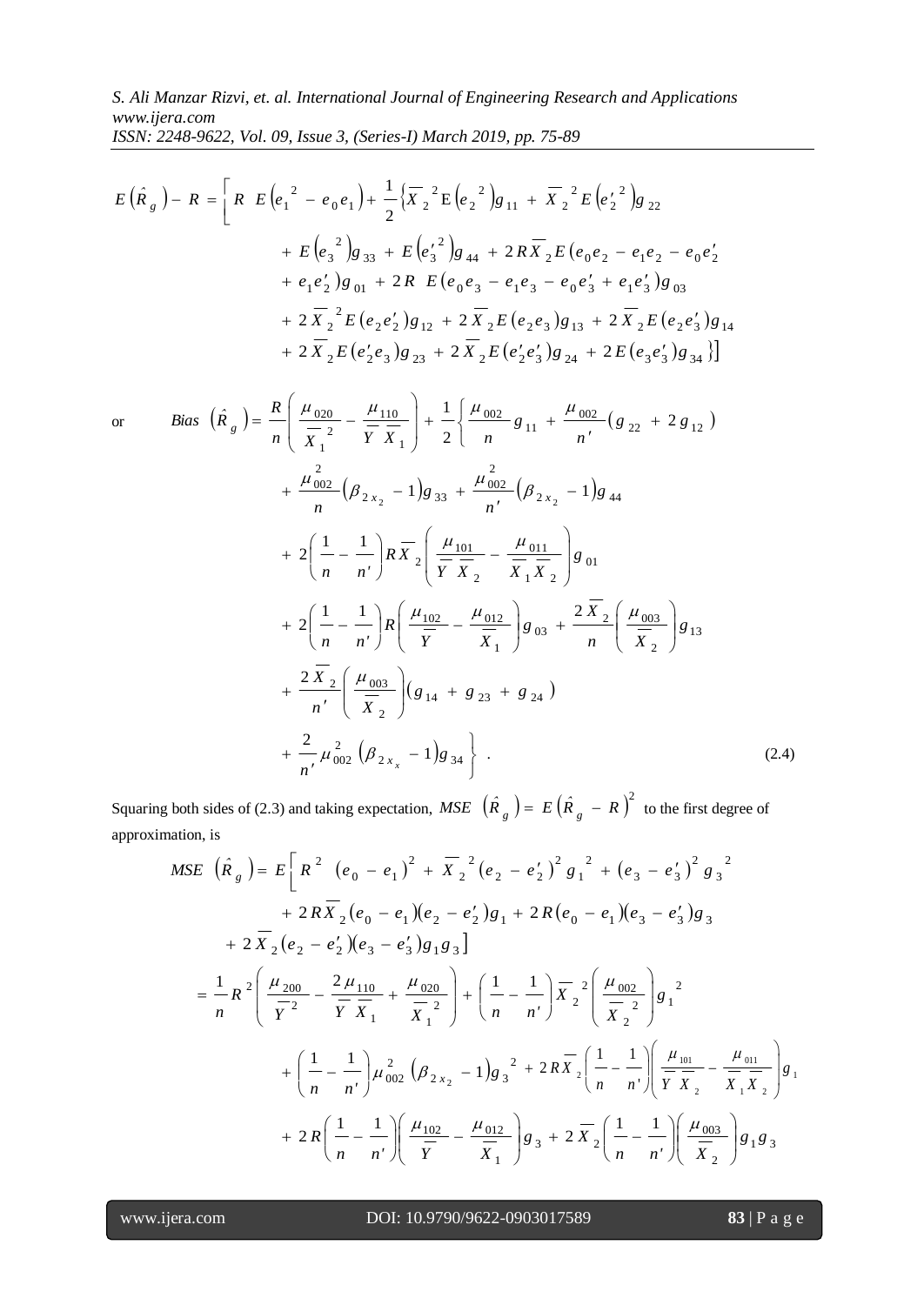$$E\left(\hat{R}_g\right) - R = \Big[ R \;\; E\left(e_1^{\,2} - e_0 e_1\right) + \frac{1}{2}\Big\{\overline{X}_2^{\,2} \mathrm{E}\left(e_2^{\,2}\right) g_{11} + \overline{X}_2^{\,2} E\left(e_2'^{\,2}\right) g_{22}$$

$$+ E\left(e_3^{\,2}\right) g_{33} + E\left(e_3'^{\,2}\right) g_{44} + 2R\overline{X}_2 E\left(e_0 e_2 - e_1 e_2 - e_0 e_2'\right.$$

$$\left. + e_1 e_2'\right) g_{01} + 2R \;\; E\left(e_0 e_3 - e_1 e_3 - e_0 e_3' + e_1 e_3'\right) g_{03}$$

$$+ 2\overline{X}_2^{\,2} E\left(e_2 e_2'\right) g_{12} + 2\overline{X}_2 E\left(e_2 e_3\right) g_{13} + 2\overline{X}_2 E\left(e_2 e_3'\right) g_{14}$$

$$+ 2\overline{X}_2 E\left(e_2' e_3\right) g_{23} + 2\overline{X}_2 E\left(e_2' e_3'\right) g_{24} + 2E\left(e_3 e_3'\right) g_{34} \Big\}\Big]$$

or

$$Bias\left(\hat{R}_g\right) = \frac{R}{n}\left(\frac{\mu_{020}}{\overline{X}_1^{\,2}} - \frac{\mu_{110}}{\overline{Y}\;\overline{X}_1}\right) + \frac{1}{2}\Bigg\{\frac{\mu_{002}}{n} g_{11} + \frac{\mu_{002}}{n'}\left(g_{22} + 2g_{12}\right)$$

$$+ \frac{\mu_{002}^{2}}{n}\left(\beta_{2x_2} - 1\right) g_{33} + \frac{\mu_{002}^{2}}{n'}\left(\beta_{2x_2} - 1\right) g_{44}$$

$$+ 2\left(\frac{1}{n} - \frac{1}{n'}\right) R\overline{X}_2\left(\frac{\mu_{101}}{\overline{Y}\;\overline{X}_2} - \frac{\mu_{011}}{\overline{X}_1\overline{X}_2}\right) g_{01}$$

$$+ 2\left(\frac{1}{n} - \frac{1}{n'}\right) R\left(\frac{\mu_{102}}{\overline{Y}} - \frac{\mu_{012}}{\overline{X}_1}\right) g_{03} + \frac{2\overline{X}_2}{n}\left(\frac{\mu_{003}}{\overline{X}_2}\right) g_{13}$$

$$+ \frac{2\overline{X}_2}{n'}\left(\frac{\mu_{003}}{\overline{X}_2}\right)\left(g_{14} + g_{23} + g_{24}\right)$$

$$+ \frac{2}{n'}\mu_{002}^{2}\left(\beta_{2x_x} - 1\right) g_{34}\Bigg\} \;. \tag{2.4}$$

Squaring both sides of (2.3) and taking expectation, $MSE\left(\hat{R}_g\right) = E\left(\hat{R}_g - R\right)^2$ to the first degree of approximation, is

$$MSE\left(\hat{R}_g\right) = E\Big[R^2\left(e_0 - e_1\right)^2 + \overline{X}_2^{\,2}\left(e_2 - e_2'\right)^2 g_1^{\,2} + \left(e_3 - e_3'\right)^2 g_3^{\,2}$$

$$+ 2R\overline{X}_2\left(e_0 - e_1\right)\left(e_2 - e_2'\right) g_1 + 2R\left(e_0 - e_1\right)\left(e_3 - e_3'\right) g_3$$

$$+ 2\overline{X}_2\left(e_2 - e_2'\right)\left(e_3 - e_3'\right) g_1 g_3\Big]$$

$$= \frac{1}{n}R^2\left(\frac{\mu_{200}}{\overline{Y}^2} - \frac{2\mu_{110}}{\overline{Y}\;\overline{X}_1} + \frac{\mu_{020}}{\overline{X}_1^{\,2}}\right) + \left(\frac{1}{n} - \frac{1}{n'}\right)\overline{X}_2^{\,2}\left(\frac{\mu_{002}}{\overline{X}_2^{\,2}}\right) g_1^{\,2}$$

$$+ \left(\frac{1}{n} - \frac{1}{n'}\right)\mu_{002}^{2}\left(\beta_{2x_2} - 1\right) g_3^{\,2} + 2R\overline{X}_2\left(\frac{1}{n} - \frac{1}{n'}\right)\left(\frac{\mu_{101}}{\overline{Y}\;\overline{X}_2} - \frac{\mu_{011}}{\overline{X}_1\overline{X}_2}\right) g_1$$

$$+ 2R\left(\frac{1}{n} - \frac{1}{n'}\right)\left(\frac{\mu_{102}}{\overline{Y}} - \frac{\mu_{012}}{\overline{X}_1}\right) g_3 + 2\overline{X}_2\left(\frac{1}{n} - \frac{1}{n'}\right)\left(\frac{\mu_{003}}{\overline{X}_2}\right) g_1 g_3$$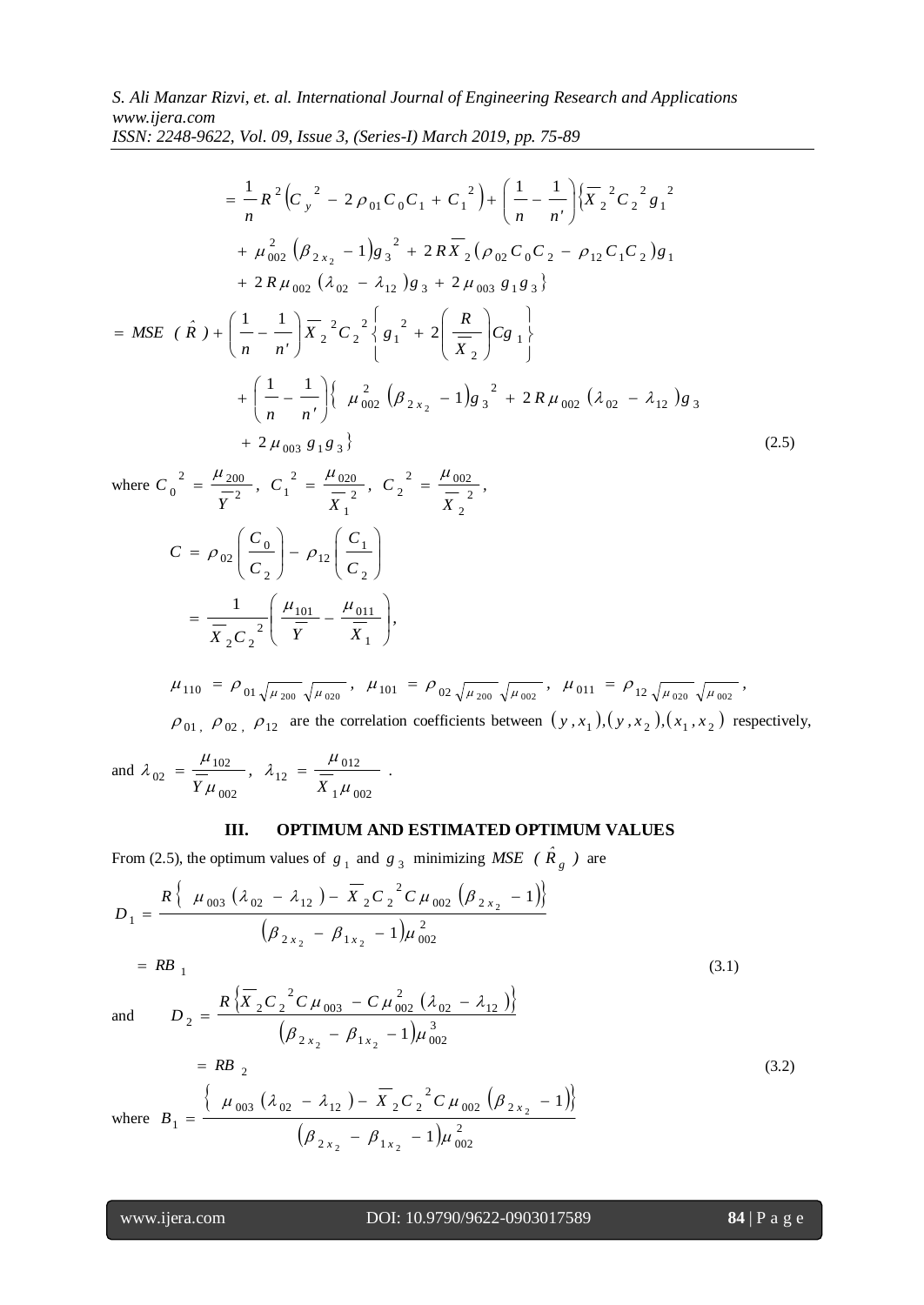$$= \frac{1}{n} R^2 \left( C_y^{\,2} - 2\rho_{01} C_0 C_1 + C_1^{\,2} \right) + \left( \frac{1}{n} - \frac{1}{n'} \right) \Big\{ \overline{X}_2^{\,2} C_2^{\,2} g_1^{\,2}$$

$$+ \mu_{002}^2 \left( \beta_{2x_2} - 1 \right) g_3^{\,2} + 2R\overline{X}_2 \left( \rho_{02} C_0 C_2 - \rho_{12} C_1 C_2 \right) g_1$$

$$+ 2R\mu_{002} \left( \lambda_{02} - \lambda_{12} \right) g_3 + 2\mu_{003}\, g_1 g_3 \Big\}$$

$$= MSE\ (\hat{R}) + \left( \frac{1}{n} - \frac{1}{n'} \right) \overline{X}_2^{\,2} C_2^{\,2} \left\{ g_1^{\,2} + 2\left( \frac{R}{\overline{X}_2} \right) C g_1 \right\}$$

$$+ \left( \frac{1}{n} - \frac{1}{n'} \right) \Big\{ \mu_{002}^2 \left( \beta_{2x_2} - 1 \right) g_3^{\,2} + 2R\mu_{002} \left( \lambda_{02} - \lambda_{12} \right) g_3$$

$$+ 2\mu_{003}\, g_1 g_3 \Big\} \tag{2.5}$$

where $C_0^{\,2} = \dfrac{\mu_{200}}{\overline{Y}^2}$, $C_1^{\,2} = \dfrac{\mu_{020}}{\overline{X}_1^{\,2}}$, $C_2^{\,2} = \dfrac{\mu_{002}}{\overline{X}_2^{\,2}}$,

$$C = \rho_{02}\left( \frac{C_0}{C_2} \right) - \rho_{12}\left( \frac{C_1}{C_2} \right)$$

$$= \frac{1}{\overline{X}_2 C_2^{\,2}} \left( \frac{\mu_{101}}{\overline{Y}} - \frac{\mu_{011}}{\overline{X}_1} \right),$$

$\mu_{110} = \rho_{01}\sqrt{\mu_{200}}\sqrt{\mu_{020}}$, $\mu_{101} = \rho_{02}\sqrt{\mu_{200}}\sqrt{\mu_{002}}$, $\mu_{011} = \rho_{12}\sqrt{\mu_{020}}\sqrt{\mu_{002}}$,

$\rho_{01}$, $\rho_{02}$, $\rho_{12}$ are the correlation coefficients between $(y, x_1), (y, x_2), (x_1, x_2)$ respectively,

and $\lambda_{02} = \dfrac{\mu_{102}}{\overline{Y}\mu_{002}}$, $\lambda_{12} = \dfrac{\mu_{012}}{\overline{X}_1 \mu_{002}}$ .

## III. OPTIMUM AND ESTIMATED OPTIMUM VALUES

From (2.5), the optimum values of $g_1$ and $g_3$ minimizing $MSE\ (\hat{R}_g)$ are

$$D_1 = \frac{R\left\{ \mu_{003}\left( \lambda_{02} - \lambda_{12} \right) - \overline{X}_2 C_2^{\,2} C \mu_{002} \left( \beta_{2x_2} - 1 \right) \right\}}{\left( \beta_{2x_2} - \beta_{1x_2} - 1 \right) \mu_{002}^2}$$

$$= RB_1 \tag{3.1}$$

and
$$D_2 = \frac{R\left\{ \overline{X}_2 C_2^{\,2} C \mu_{003} - C\mu_{002}^2 \left( \lambda_{02} - \lambda_{12} \right) \right\}}{\left( \beta_{2x_2} - \beta_{1x_2} - 1 \right) \mu_{002}^3}$$

$$= RB_2 \tag{3.2}$$

where
$$B_1 = \frac{\left\{ \mu_{003}\left( \lambda_{02} - \lambda_{12} \right) - \overline{X}_2 C_2^{\,2} C \mu_{002} \left( \beta_{2x_2} - 1 \right) \right\}}{\left( \beta_{2x_2} - \beta_{1x_2} - 1 \right) \mu_{002}^2}$$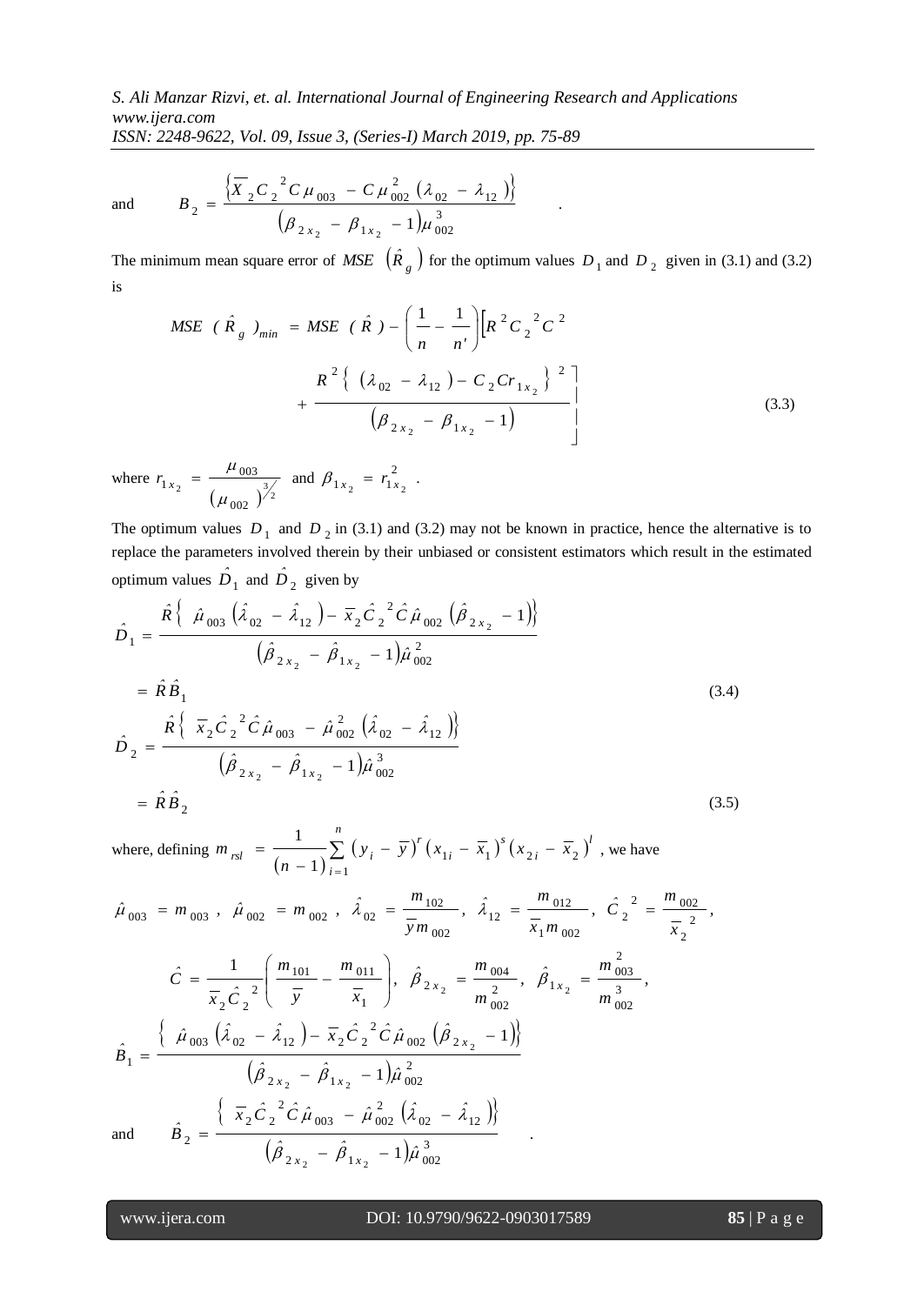and $$B_2 = \frac{\left\{\overline{X}_2 C_2{}^2 C \mu_{003} - C \mu_{002}^2 \left(\lambda_{02} - \lambda_{12}\right)\right\}}{\left(\beta_{2x_2} - \beta_{1x_2} - 1\right)\mu_{002}^3} .$$

The minimum mean square error of $MSE\left(\hat{R}_g\right)$ for the optimum values $D_1$ and $D_2$ given in (3.1) and (3.2) is

$$MSE\left(\hat{R}_g\right)_{min} = MSE\left(\hat{R}\right) - \left(\frac{1}{n} - \frac{1}{n'}\right)\left[R^2 C_2{}^2 C^2 + \frac{R^2\left\{\left(\lambda_{02} - \lambda_{12}\right) - C_2 C r_{1x_2}\right\}^2}{\left(\beta_{2x_2} - \beta_{1x_2} - 1\right)}\right] \tag{3.3}$$

where $r_{1x_2} = \frac{\mu_{003}}{\left(\mu_{002}\right)^{3/2}}$ and $\beta_{1x_2} = r_{1x_2}^2$ .

The optimum values $D_1$ and $D_2$ in (3.1) and (3.2) may not be known in practice, hence the alternative is to replace the parameters involved therein by their unbiased or consistent estimators which result in the estimated optimum values $\hat{D}_1$ and $\hat{D}_2$ given by

$$\hat{D}_1 = \frac{\hat{R}\left\{\hat{\mu}_{003}\left(\hat{\lambda}_{02} - \hat{\lambda}_{12}\right) - \overline{x}_2 \hat{C}_2{}^2 \hat{C} \hat{\mu}_{002}\left(\hat{\beta}_{2x_2} - 1\right)\right\}}{\left(\hat{\beta}_{2x_2} - \hat{\beta}_{1x_2} - 1\right)\hat{\mu}_{002}^2}$$

$$= \hat{R}\hat{B}_1 \tag{3.4}$$

$$\hat{D}_2 = \frac{\hat{R}\left\{\overline{x}_2 \hat{C}_2{}^2 \hat{C} \hat{\mu}_{003} - \hat{\mu}_{002}^2\left(\hat{\lambda}_{02} - \hat{\lambda}_{12}\right)\right\}}{\left(\hat{\beta}_{2x_2} - \hat{\beta}_{1x_2} - 1\right)\hat{\mu}_{002}^3}$$

$$= \hat{R}\hat{B}_2 \tag{3.5}$$

where, defining $m_{rsl} = \frac{1}{(n-1)}\sum_{i=1}^{n}\left(y_i - \overline{y}\right)^r\left(x_{1i} - \overline{x}_1\right)^s\left(x_{2i} - \overline{x}_2\right)^l$ , we have

$$\hat{\mu}_{003} = m_{003}, \quad \hat{\mu}_{002} = m_{002}, \quad \hat{\lambda}_{02} = \frac{m_{102}}{\overline{y} m_{002}}, \quad \hat{\lambda}_{12} = \frac{m_{012}}{\overline{x}_1 m_{002}}, \quad \hat{C}_2{}^2 = \frac{m_{002}}{\overline{x}_2^2},$$

$$\hat{C} = \frac{1}{\overline{x}_2 \hat{C}_2{}^2}\left(\frac{m_{101}}{\overline{y}} - \frac{m_{011}}{\overline{x}_1}\right), \quad \hat{\beta}_{2x_2} = \frac{m_{004}}{m_{002}^2}, \quad \hat{\beta}_{1x_2} = \frac{m_{003}^2}{m_{002}^3},$$

$$\hat{B}_1 = \frac{\left\{\hat{\mu}_{003}\left(\hat{\lambda}_{02} - \hat{\lambda}_{12}\right) - \overline{x}_2 \hat{C}_2{}^2 \hat{C} \hat{\mu}_{002}\left(\hat{\beta}_{2x_2} - 1\right)\right\}}{\left(\hat{\beta}_{2x_2} - \hat{\beta}_{1x_2} - 1\right)\hat{\mu}_{002}^2}$$

and $$\hat{B}_2 = \frac{\left\{\overline{x}_2 \hat{C}_2{}^2 \hat{C} \hat{\mu}_{003} - \hat{\mu}_{002}^2\left(\hat{\lambda}_{02} - \hat{\lambda}_{12}\right)\right\}}{\left(\hat{\beta}_{2x_2} - \hat{\beta}_{1x_2} - 1\right)\hat{\mu}_{002}^3} .$$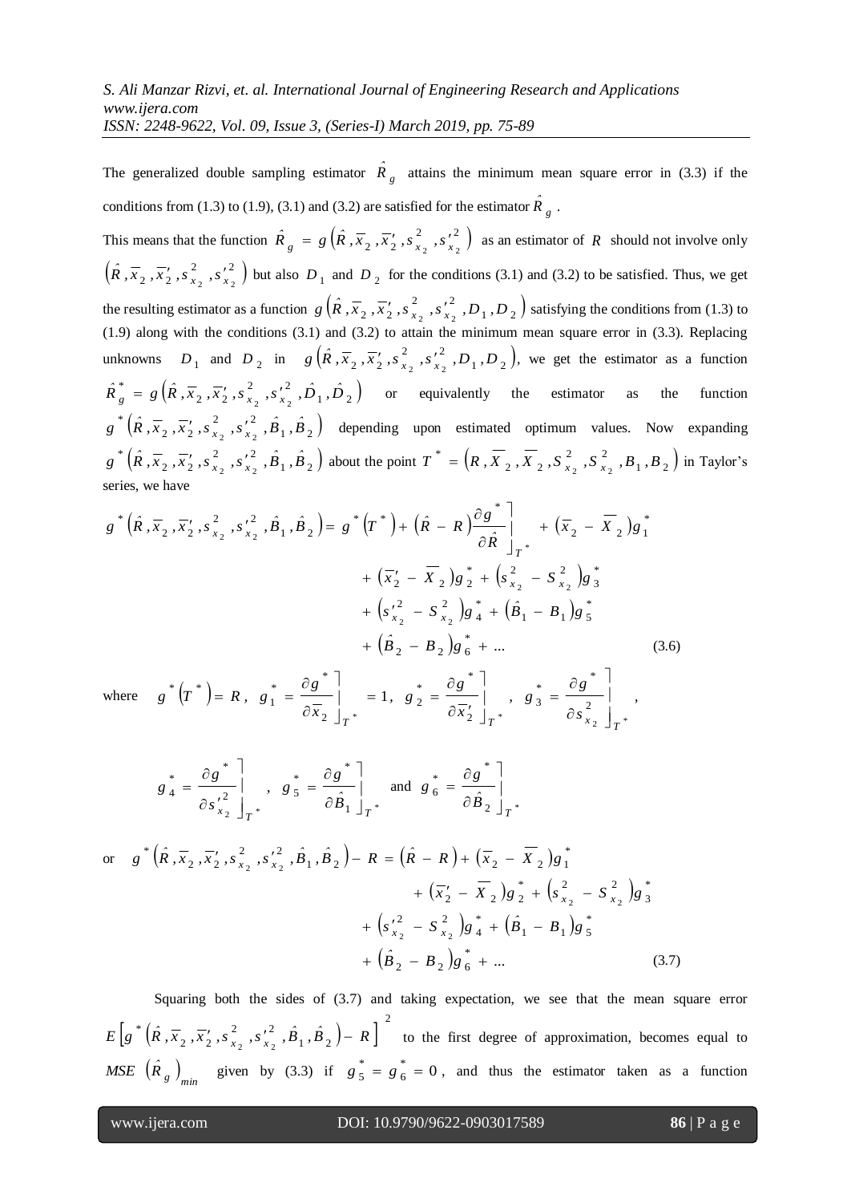The generalized double sampling estimator $\hat{R}_g$ attains the minimum mean square error in (3.3) if the conditions from (1.3) to (1.9), (3.1) and (3.2) are satisfied for the estimator $\hat{R}_g$.

This means that the function $\hat{R}_g = g\left(\hat{R}, \bar{x}_2, \bar{x}'_2, s^2_{x_2}, s'^2_{x_2}\right)$ as an estimator of $R$ should not involve only $\left(\hat{R}, \bar{x}_2, \bar{x}'_2, s^2_{x_2}, s'^2_{x_2}\right)$ but also $D_1$ and $D_2$ for the conditions (3.1) and (3.2) to be satisfied. Thus, we get the resulting estimator as a function $g\left(\hat{R}, \bar{x}_2, \bar{x}'_2, s^2_{x_2}, s'^2_{x_2}, D_1, D_2\right)$ satisfying the conditions from (1.3) to (1.9) along with the conditions (3.1) and (3.2) to attain the minimum mean square error in (3.3). Replacing unknowns $D_1$ and $D_2$ in $g\left(\hat{R}, \bar{x}_2, \bar{x}'_2, s^2_{x_2}, s'^2_{x_2}, D_1, D_2\right)$, we get the estimator as a function $\hat{R}^*_g = g\left(\hat{R}, \bar{x}_2, \bar{x}'_2, s^2_{x_2}, s'^2_{x_2}, \hat{D}_1, \hat{D}_2\right)$ or equivalently the estimator as the function $g^*\left(\hat{R}, \bar{x}_2, \bar{x}'_2, s^2_{x_2}, s'^2_{x_2}, \hat{B}_1, \hat{B}_2\right)$ depending upon estimated optimum values. Now expanding $g^*\left(\hat{R}, \bar{x}_2, \bar{x}'_2, s^2_{x_2}, s'^2_{x_2}, \hat{B}_1, \hat{B}_2\right)$ about the point $T^* = \left(R, \bar{X}_2, \bar{X}_2, S^2_{x_2}, S^2_{x_2}, B_1, B_2\right)$ in Taylor's series, we have

$$
\begin{aligned}
g^*\left(\hat{R}, \bar{x}_2, \bar{x}'_2, s^2_{x_2}, s'^2_{x_2}, \hat{B}_1, \hat{B}_2\right) = g^*\left(T^*\right) + \left(\hat{R} - R\right)\frac{\partial g^*}{\partial \hat{R}}\Bigg]_{T^*} &+ \left(\bar{x}_2 - \bar{X}_2\right)g^*_1 \\
&+ \left(\bar{x}'_2 - \bar{X}_2\right)g^*_2 + \left(s^2_{x_2} - S^2_{x_2}\right)g^*_3 \\
&+ \left(s'^2_{x_2} - S^2_{x_2}\right)g^*_4 + \left(\hat{B}_1 - B_1\right)g^*_5 \\
&+ \left(\hat{B}_2 - B_2\right)g^*_6 + \ldots \qquad (3.6)
\end{aligned}
$$

where $g^*\left(T^*\right) = R$, $g^*_1 = \dfrac{\partial g^*}{\partial \bar{x}_2}\Bigg]_{T^*} = 1$, $g^*_2 = \dfrac{\partial g^*}{\partial \bar{x}'_2}\Bigg]_{T^*}$, $g^*_3 = \dfrac{\partial g^*}{\partial s^2_{x_2}}\Bigg]_{T^*}$,

$$
g^*_4 = \frac{\partial g^*}{\partial s'^2_{x_2}}\Bigg]_{T^*}, \quad g^*_5 = \frac{\partial g^*}{\partial \hat{B}_1}\Bigg]_{T^*} \quad \text{and} \quad g^*_6 = \frac{\partial g^*}{\partial \hat{B}_2}\Bigg]_{T^*}
$$

or

$$
\begin{aligned}
g^*\left(\hat{R}, \bar{x}_2, \bar{x}'_2, s^2_{x_2}, s'^2_{x_2}, \hat{B}_1, \hat{B}_2\right) - R = \left(\hat{R} - R\right) &+ \left(\bar{x}_2 - \bar{X}_2\right)g^*_1 \\
&+ \left(\bar{x}'_2 - \bar{X}_2\right)g^*_2 + \left(s^2_{x_2} - S^2_{x_2}\right)g^*_3 \\
&+ \left(s'^2_{x_2} - S^2_{x_2}\right)g^*_4 + \left(\hat{B}_1 - B_1\right)g^*_5 \\
&+ \left(\hat{B}_2 - B_2\right)g^*_6 + \ldots \qquad (3.7)
\end{aligned}
$$

Squaring both the sides of (3.7) and taking expectation, we see that the mean square error $E\left[g^*\left(\hat{R}, \bar{x}_2, \bar{x}'_2, s^2_{x_2}, s'^2_{x_2}, \hat{B}_1, \hat{B}_2\right) - R\right]^2$ to the first degree of approximation, becomes equal to $MSE\left(\hat{R}_g\right)_{min}$ given by (3.3) if $g^*_5 = g^*_6 = 0$, and thus the estimator taken as a function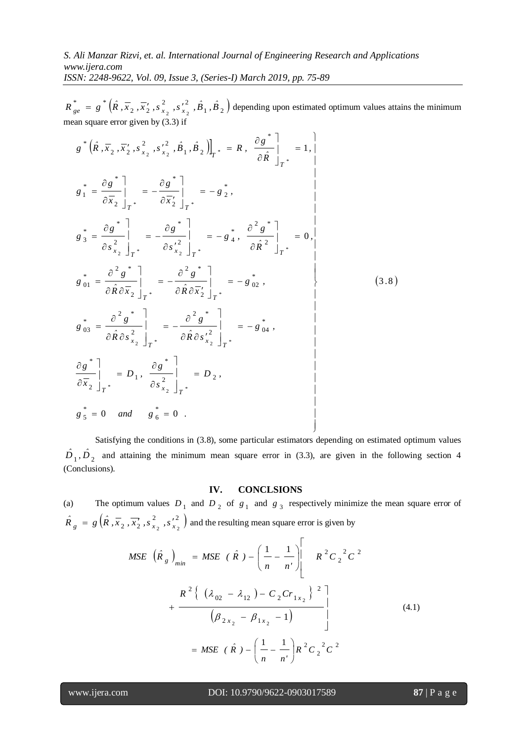$R^*_{ge} = g^*\left(\hat{R}, \overline{x}_2, \overline{x}'_2, s^2_{x_2}, s'^2_{x_2}, \hat{B}_1, \hat{B}_2\right)$ depending upon estimated optimum values attains the minimum mean square error given by (3.3) if

$$
\left.
\begin{aligned}
& g^*\left(\hat{R}, \overline{x}_2, \overline{x}'_2, s^2_{x_2}, s'^2_{x_2}, \hat{B}_1, \hat{B}_2\right)\Big]_{T^*} = R, \ \left.\frac{\partial g^*}{\partial \hat{R}}\right]_{T^*} = 1, \\
& g^*_1 = \left.\frac{\partial g^*}{\partial \overline{x}_2}\right]_{T^*} = -\left.\frac{\partial g^*}{\partial \overline{x}'_2}\right]_{T^*} = -g^*_2, \\
& g^*_3 = \left.\frac{\partial g^*}{\partial s^2_{x_2}}\right]_{T^*} = -\left.\frac{\partial g^*}{\partial s'^2_{x_2}}\right]_{T^*} = -g^*_4, \ \left.\frac{\partial^2 g^*}{\partial \hat{R}^2}\right]_{T^*} = 0, \\
& g^*_{01} = \left.\frac{\partial^2 g^*}{\partial \hat{R}\,\partial \overline{x}_2}\right]_{T^*} = -\left.\frac{\partial^2 g^*}{\partial \hat{R}\,\partial \overline{x}'_2}\right]_{T^*} = -g^*_{02}, \\
& g^*_{03} = \left.\frac{\partial^2 g^*}{\partial \hat{R}\,\partial s^2_{x_2}}\right]_{T^*} = -\left.\frac{\partial^2 g^*}{\partial \hat{R}\,\partial s'^2_{x_2}}\right]_{T^*} = -g^*_{04}, \\
& \left.\frac{\partial g^*}{\partial \overline{x}_2}\right]_{T^*} = D_1, \ \left.\frac{\partial g^*}{\partial s^2_{x_2}}\right]_{T^*} = D_2, \\
& g^*_5 = 0 \quad and \quad g^*_6 = 0 \ .
\end{aligned}
\right\} \tag{3.8}
$$

Satisfying the conditions in (3.8), some particular estimators depending on estimated optimum values $\hat{D}_1, \hat{D}_2$ and attaining the minimum mean square error in (3.3), are given in the following section 4 (Conclusions).

## IV. CONCLSIONS

(a) The optimum values $D_1$ and $D_2$ of $g_1$ and $g_3$ respectively minimize the mean square error of $\hat{R}_g = g\left(\hat{R}, \overline{x}_2, \overline{x'_2}, s^2_{x_2}, s'^2_{x_2}\right)$ and the resulting mean square error is given by

$$
\begin{aligned}
MSE\left(\hat{R}_g\right)_{min} &= MSE\ (\hat{R}) - \left(\frac{1}{n} - \frac{1}{n'}\right)\left[ R^2 C_2{}^2 C^2 \right. \\
& \quad \left. + \frac{R^2\left\{\left(\lambda_{02} - \lambda_{12}\right) - C_2 C r_{1x_2}\right\}^2}{\left(\beta_{2x_2} - \beta_{1x_2} - 1\right)} \right] \\
&= MSE\ (\hat{R}) - \left(\frac{1}{n} - \frac{1}{n'}\right) R^2 C_2{}^2 C^2
\end{aligned}
\tag{4.1}
$$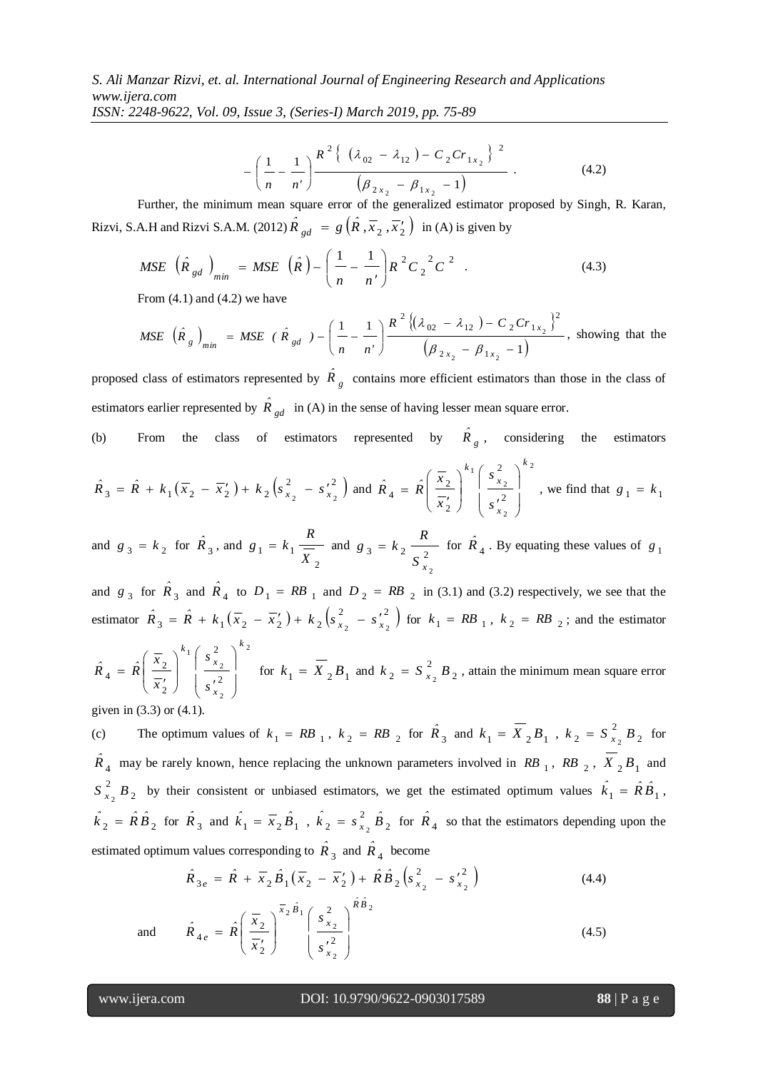$$-\left(\frac{1}{n}-\frac{1}{n'}\right)\frac{R^2\left\{\left(\lambda_{02}-\lambda_{12}\right)-C_2 Cr_{1x_2}\right\}^2}{\left(\beta_{2x_2}-\beta_{1x_2}-1\right)} \quad . \tag{4.2}$$

Further, the minimum mean square error of the generalized estimator proposed by Singh, R. Karan, Rizvi, S.A.H and Rizvi S.A.M. (2012) $\hat{R}_{gd} = g\left(\hat{R}, \bar{x}_2, \bar{x}'_2\right)$ in (A) is given by

$$MSE\left(\hat{R}_{gd}\right)_{min} = MSE\left(\hat{R}\right)-\left(\frac{1}{n}-\frac{1}{n'}\right)R^2 C_2{}^2 C^2 \quad . \tag{4.3}$$

From (4.1) and (4.2) we have

$MSE\left(\hat{R}_g\right)_{min} = MSE\left(\hat{R}_{gd}\right)-\left(\frac{1}{n}-\frac{1}{n'}\right)\frac{R^2\left\{\left(\lambda_{02}-\lambda_{12}\right)-C_2 Cr_{1x_2}\right\}^2}{\left(\beta_{2x_2}-\beta_{1x_2}-1\right)}$, showing that the proposed class of estimators represented by $\hat{R}_g$ contains more efficient estimators than those in the class of estimators earlier represented by $\hat{R}_{gd}$ in (A) in the sense of having lesser mean square error.

(b) From the class of estimators represented by $\hat{R}_g$, considering the estimators $\hat{R}_3 = \hat{R} + k_1\left(\bar{x}_2 - \bar{x}'_2\right) + k_2\left(s^2_{x_2} - s'^2_{x_2}\right)$ and $\hat{R}_4 = \hat{R}\left(\frac{\bar{x}_2}{\bar{x}'_2}\right)^{k_1}\left(\frac{s^2_{x_2}}{s'^2_{x_2}}\right)^{k_2}$, we find that $g_1 = k_1$ and $g_3 = k_2$ for $\hat{R}_3$, and $g_1 = k_1\frac{R}{\overline{X}_2}$ and $g_3 = k_2\frac{R}{S^2_{x_2}}$ for $\hat{R}_4$. By equating these values of $g_1$ and $g_3$ for $\hat{R}_3$ and $\hat{R}_4$ to $D_1 = RB_1$ and $D_2 = RB_2$ in (3.1) and (3.2) respectively, we see that the estimator $\hat{R}_3 = \hat{R} + k_1\left(\bar{x}_2 - \bar{x}'_2\right) + k_2\left(s^2_{x_2} - s'^2_{x_2}\right)$ for $k_1 = RB_1$, $k_2 = RB_2$; and the estimator $\hat{R}_4 = \hat{R}\left(\frac{\bar{x}_2}{\bar{x}'_2}\right)^{k_1}\left(\frac{s^2_{x_2}}{s'^2_{x_2}}\right)^{k_2}$ for $k_1 = \overline{X}_2 B_1$ and $k_2 = S^2_{x_2} B_2$, attain the minimum mean square error given in (3.3) or (4.1).

(c) The optimum values of $k_1 = RB_1$, $k_2 = RB_2$ for $\hat{R}_3$ and $k_1 = \overline{X}_2 B_1$, $k_2 = S^2_{x_2} B_2$ for $\hat{R}_4$ may be rarely known, hence replacing the unknown parameters involved in $RB_1$, $RB_2$, $\overline{X}_2 B_1$ and $S^2_{x_2} B_2$ by their consistent or unbiased estimators, we get the estimated optimum values $\hat{k}_1 = \hat{R}\hat{B}_1$, $\hat{k}_2 = \hat{R}\hat{B}_2$ for $\hat{R}_3$ and $\hat{k}_1 = \bar{x}_2\hat{B}_1$, $\hat{k}_2 = s^2_{x_2}\hat{B}_2$ for $\hat{R}_4$ so that the estimators depending upon the estimated optimum values corresponding to $\hat{R}_3$ and $\hat{R}_4$ become

$$\hat{R}_{3e} = \hat{R} + \bar{x}_2\hat{B}_1\left(\bar{x}_2 - \bar{x}'_2\right) + \hat{R}\hat{B}_2\left(s^2_{x_2} - s'^2_{x_2}\right) \tag{4.4}$$

and

$$\hat{R}_{4e} = \hat{R}\left(\frac{\bar{x}_2}{\bar{x}'_2}\right)^{\bar{x}_2\hat{B}_1}\left(\frac{s^2_{x_2}}{s'^2_{x_2}}\right)^{\hat{R}\hat{B}_2} \tag{4.5}$$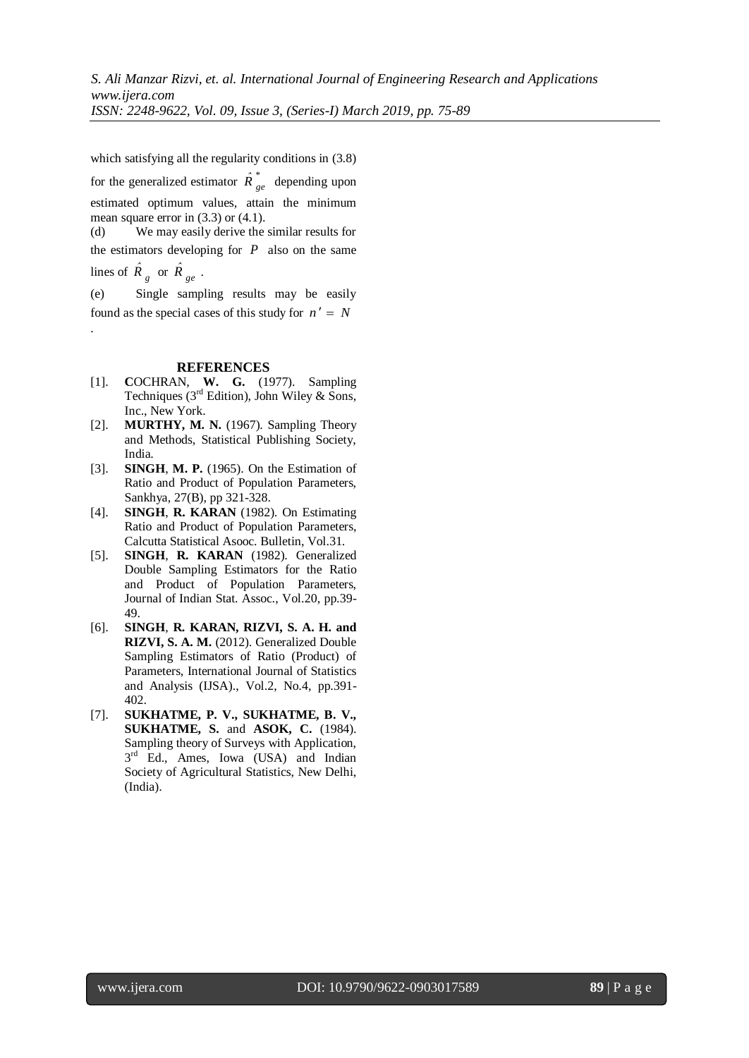which satisfying all the regularity conditions in (3.8) for the generalized estimator $\hat{R}^*_{ge}$ depending upon estimated optimum values, attain the minimum mean square error in (3.3) or (4.1).

(d) We may easily derive the similar results for the estimators developing for $P$ also on the same lines of $\hat{R}_g$ or $\hat{R}_{ge}$.

(e) Single sampling results may be easily found as the special cases of this study for $n' = N$.

## REFERENCES

[1]. **C**OCHRAN, **W. G.** (1977). Sampling Techniques (3rd Edition), John Wiley & Sons, Inc., New York.

[2]. **MURTHY, M. N.** (1967). Sampling Theory and Methods, Statistical Publishing Society, India.

[3]. **SINGH**, **M. P.** (1965). On the Estimation of Ratio and Product of Population Parameters, Sankhya, 27(B), pp 321-328.

[4]. **SINGH**, **R. KARAN** (1982). On Estimating Ratio and Product of Population Parameters, Calcutta Statistical Asooc. Bulletin, Vol.31.

[5]. **SINGH**, **R. KARAN** (1982). Generalized Double Sampling Estimators for the Ratio and Product of Population Parameters, Journal of Indian Stat. Assoc., Vol.20, pp.39-49.

[6]. **SINGH**, **R. KARAN, RIZVI, S. A. H. and RIZVI, S. A. M.** (2012). Generalized Double Sampling Estimators of Ratio (Product) of Parameters, International Journal of Statistics and Analysis (IJSA)., Vol.2, No.4, pp.391-402.

[7]. **SUKHATME, P. V., SUKHATME, B. V., SUKHATME, S.** and **ASOK, C.** (1984). Sampling theory of Surveys with Application, 3rd Ed., Ames, Iowa (USA) and Indian Society of Agricultural Statistics, New Delhi, (India).